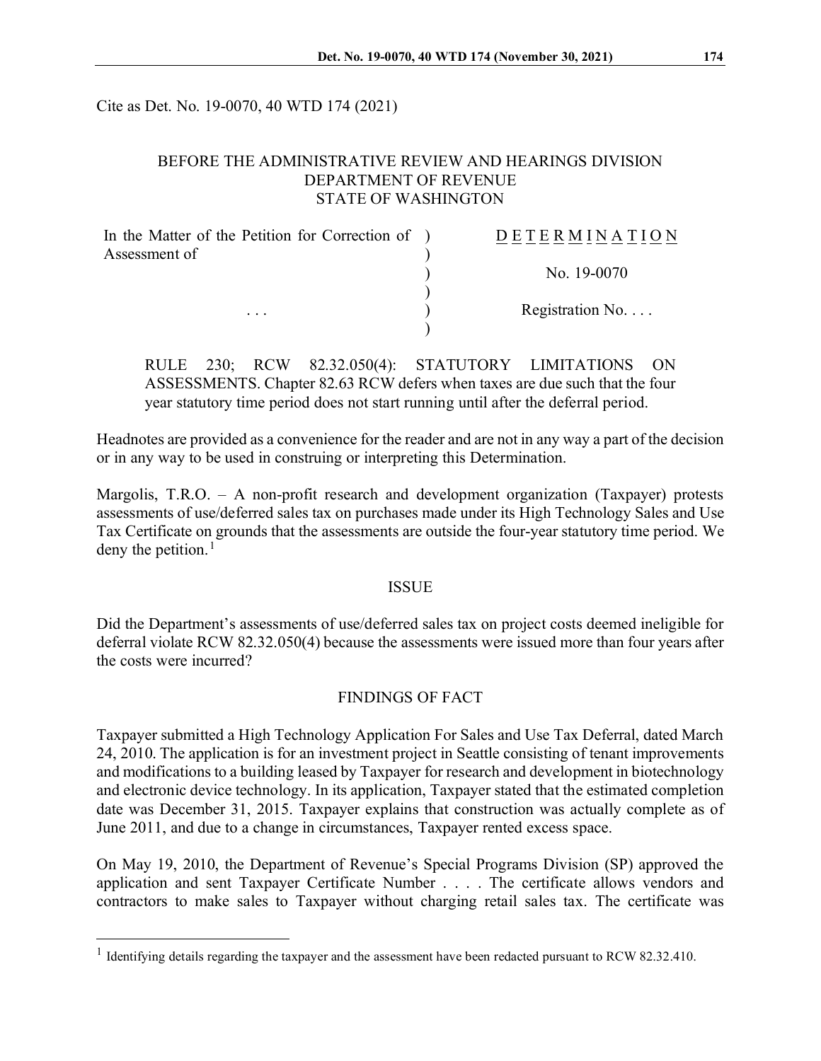Cite as Det. No. 19-0070, 40 WTD 174 (2021)

BEFORE THE ADMINISTRATIVE REVIEW AND HEARINGS DIVISION
DEPARTMENT OF REVENUE
STATE OF WASHINGTON

| | | |
|---|---|---|
| In the Matter of the Petition for Correction of Assessment of | ) | D E T E R M I N A T I O N |
| | ) | No. 19-0070 |
| . . . | ) | Registration No. . . . |

RULE 230; RCW 82.32.050(4): STATUTORY LIMITATIONS ON ASSESSMENTS. Chapter 82.63 RCW defers when taxes are due such that the four year statutory time period does not start running until after the deferral period.

Headnotes are provided as a convenience for the reader and are not in any way a part of the decision or in any way to be used in construing or interpreting this Determination.

Margolis, T.R.O. – A non-profit research and development organization (Taxpayer) protests assessments of use/deferred sales tax on purchases made under its High Technology Sales and Use Tax Certificate on grounds that the assessments are outside the four-year statutory time period. We deny the petition.[1]

## ISSUE

Did the Department's assessments of use/deferred sales tax on project costs deemed ineligible for deferral violate RCW 82.32.050(4) because the assessments were issued more than four years after the costs were incurred?

## FINDINGS OF FACT

Taxpayer submitted a High Technology Application For Sales and Use Tax Deferral, dated March 24, 2010. The application is for an investment project in Seattle consisting of tenant improvements and modifications to a building leased by Taxpayer for research and development in biotechnology and electronic device technology. In its application, Taxpayer stated that the estimated completion date was December 31, 2015. Taxpayer explains that construction was actually complete as of June 2011, and due to a change in circumstances, Taxpayer rented excess space.

On May 19, 2010, the Department of Revenue's Special Programs Division (SP) approved the application and sent Taxpayer Certificate Number . . . . The certificate allows vendors and contractors to make sales to Taxpayer without charging retail sales tax. The certificate was

[1] Identifying details regarding the taxpayer and the assessment have been redacted pursuant to RCW 82.32.410.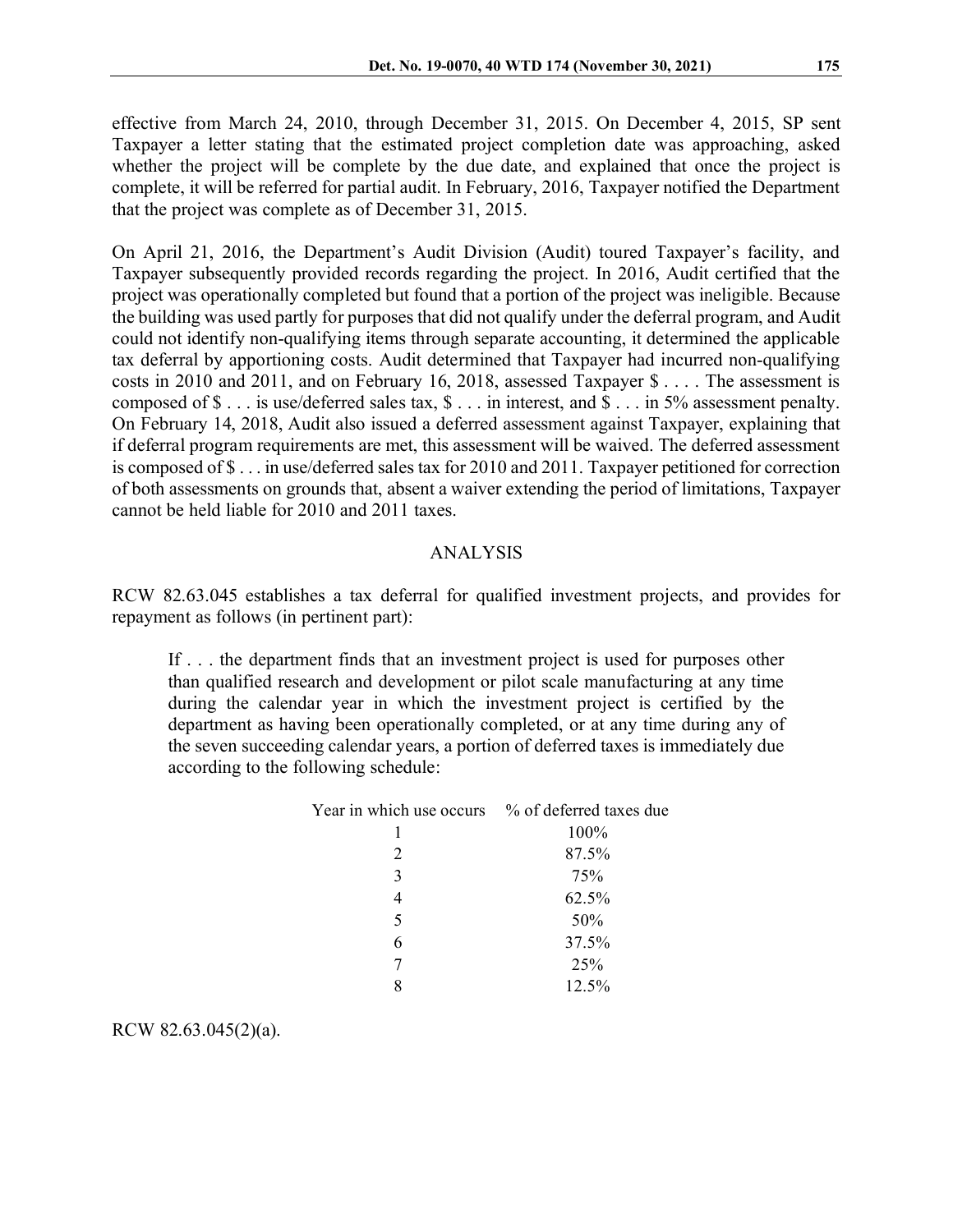effective from March 24, 2010, through December 31, 2015. On December 4, 2015, SP sent Taxpayer a letter stating that the estimated project completion date was approaching, asked whether the project will be complete by the due date, and explained that once the project is complete, it will be referred for partial audit. In February, 2016, Taxpayer notified the Department that the project was complete as of December 31, 2015.

On April 21, 2016, the Department's Audit Division (Audit) toured Taxpayer's facility, and Taxpayer subsequently provided records regarding the project. In 2016, Audit certified that the project was operationally completed but found that a portion of the project was ineligible. Because the building was used partly for purposes that did not qualify under the deferral program, and Audit could not identify non-qualifying items through separate accounting, it determined the applicable tax deferral by apportioning costs. Audit determined that Taxpayer had incurred non-qualifying costs in 2010 and 2011, and on February 16, 2018, assessed Taxpayer $ . . . . The assessment is composed of $ . . . is use/deferred sales tax, $ . . . in interest, and $ . . . in 5% assessment penalty. On February 14, 2018, Audit also issued a deferred assessment against Taxpayer, explaining that if deferral program requirements are met, this assessment will be waived. The deferred assessment is composed of $ . . . in use/deferred sales tax for 2010 and 2011. Taxpayer petitioned for correction of both assessments on grounds that, absent a waiver extending the period of limitations, Taxpayer cannot be held liable for 2010 and 2011 taxes.

## ANALYSIS

RCW 82.63.045 establishes a tax deferral for qualified investment projects, and provides for repayment as follows (in pertinent part):

> If . . . the department finds that an investment project is used for purposes other than qualified research and development or pilot scale manufacturing at any time during the calendar year in which the investment project is certified by the department as having been operationally completed, or at any time during any of the seven succeeding calendar years, a portion of deferred taxes is immediately due according to the following schedule:
>
> | Year in which use occurs | % of deferred taxes due |
> |---|---|
> | 1 | 100% |
> | 2 | 87.5% |
> | 3 | 75% |
> | 4 | 62.5% |
> | 5 | 50% |
> | 6 | 37.5% |
> | 7 | 25% |
> | 8 | 12.5% |

RCW 82.63.045(2)(a).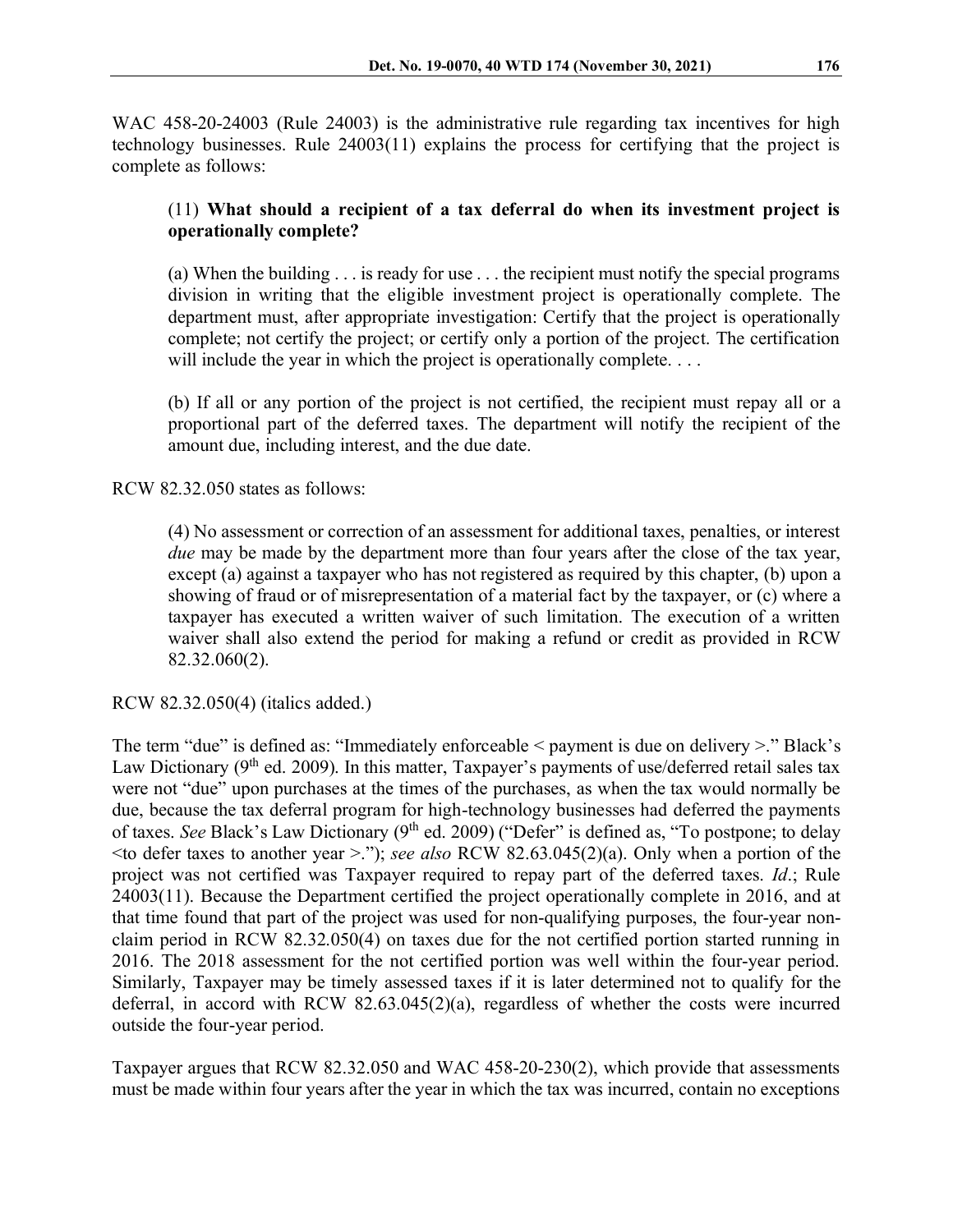WAC 458-20-24003 (Rule 24003) is the administrative rule regarding tax incentives for high technology businesses. Rule 24003(11) explains the process for certifying that the project is complete as follows:

> (11) **What should a recipient of a tax deferral do when its investment project is operationally complete?**
>
> (a) When the building . . . is ready for use . . . the recipient must notify the special programs division in writing that the eligible investment project is operationally complete. The department must, after appropriate investigation: Certify that the project is operationally complete; not certify the project; or certify only a portion of the project. The certification will include the year in which the project is operationally complete. . . .
>
> (b) If all or any portion of the project is not certified, the recipient must repay all or a proportional part of the deferred taxes. The department will notify the recipient of the amount due, including interest, and the due date.

RCW 82.32.050 states as follows:

> (4) No assessment or correction of an assessment for additional taxes, penalties, or interest *due* may be made by the department more than four years after the close of the tax year, except (a) against a taxpayer who has not registered as required by this chapter, (b) upon a showing of fraud or of misrepresentation of a material fact by the taxpayer, or (c) where a taxpayer has executed a written waiver of such limitation. The execution of a written waiver shall also extend the period for making a refund or credit as provided in RCW 82.32.060(2).

RCW 82.32.050(4) (italics added.)

The term "due" is defined as: "Immediately enforceable < payment is due on delivery >." Black's Law Dictionary (9th ed. 2009). In this matter, Taxpayer's payments of use/deferred retail sales tax were not "due" upon purchases at the times of the purchases, as when the tax would normally be due, because the tax deferral program for high-technology businesses had deferred the payments of taxes. *See* Black's Law Dictionary (9th ed. 2009) ("Defer" is defined as, "To postpone; to delay <to defer taxes to another year >."); *see also* RCW 82.63.045(2)(a). Only when a portion of the project was not certified was Taxpayer required to repay part of the deferred taxes. *Id*.; Rule 24003(11). Because the Department certified the project operationally complete in 2016, and at that time found that part of the project was used for non-qualifying purposes, the four-year non-claim period in RCW 82.32.050(4) on taxes due for the not certified portion started running in 2016. The 2018 assessment for the not certified portion was well within the four-year period. Similarly, Taxpayer may be timely assessed taxes if it is later determined not to qualify for the deferral, in accord with RCW 82.63.045(2)(a), regardless of whether the costs were incurred outside the four-year period.

Taxpayer argues that RCW 82.32.050 and WAC 458-20-230(2), which provide that assessments must be made within four years after the year in which the tax was incurred, contain no exceptions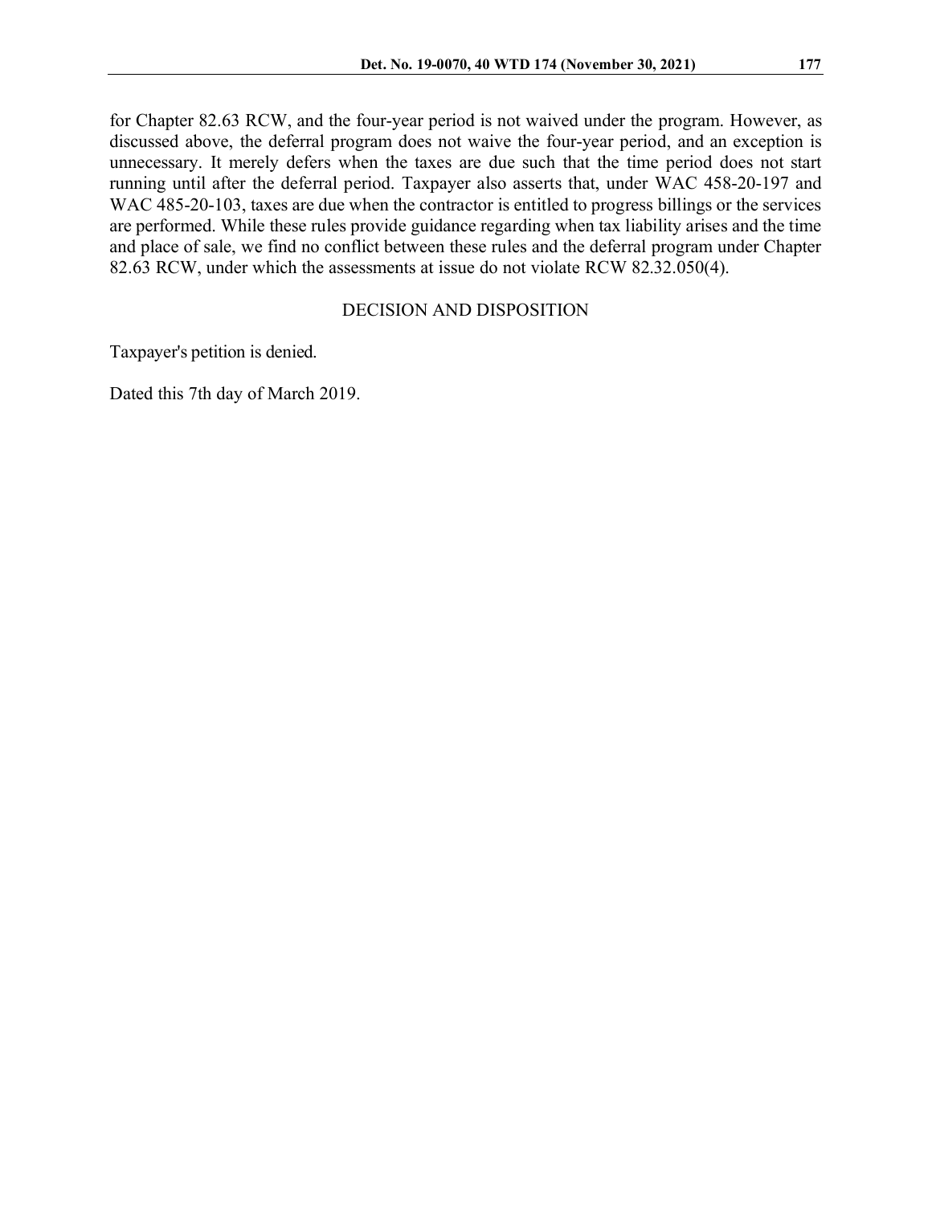for Chapter 82.63 RCW, and the four-year period is not waived under the program. However, as discussed above, the deferral program does not waive the four-year period, and an exception is unnecessary. It merely defers when the taxes are due such that the time period does not start running until after the deferral period. Taxpayer also asserts that, under WAC 458-20-197 and WAC 485-20-103, taxes are due when the contractor is entitled to progress billings or the services are performed. While these rules provide guidance regarding when tax liability arises and the time and place of sale, we find no conflict between these rules and the deferral program under Chapter 82.63 RCW, under which the assessments at issue do not violate RCW 82.32.050(4).

## DECISION AND DISPOSITION

Taxpayer's petition is denied.

Dated this 7th day of March 2019.